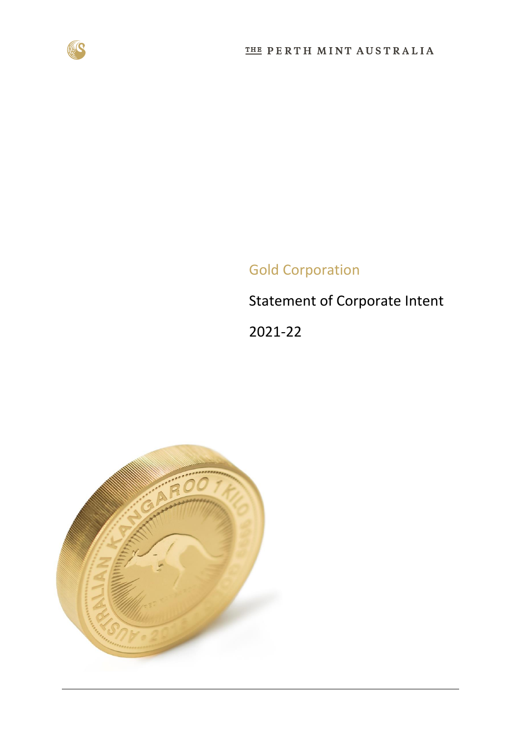THE PERTH MINT AUSTRALIA

# Gold Corporation

## Statement of Corporate Intent

## 2021-22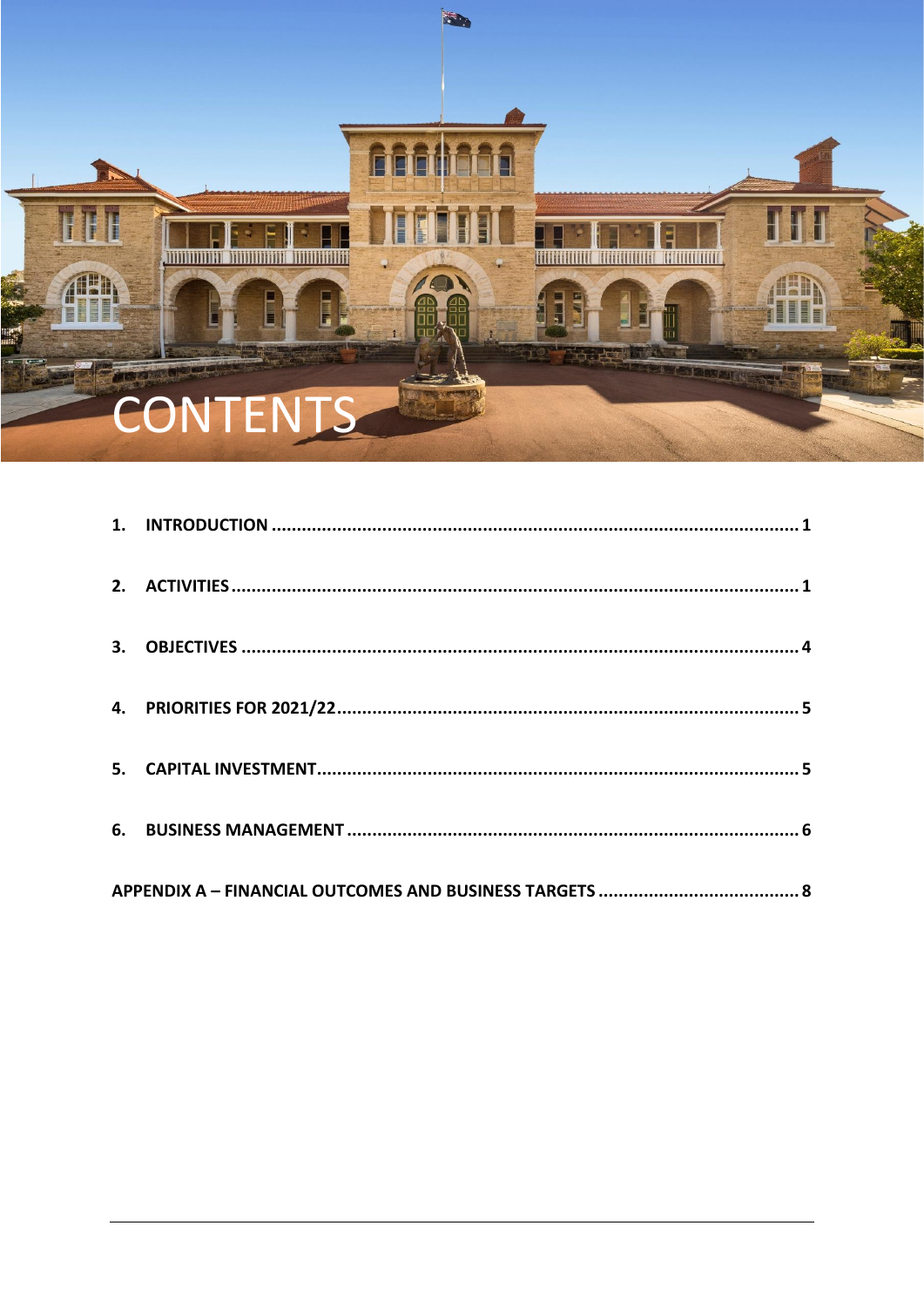# CONTENTS

1. INTRODUCTION ..... 1
2. ACTIVITIES ..... 1
3. OBJECTIVES ..... 4
4. PRIORITIES FOR 2021/22 ..... 5
5. CAPITAL INVESTMENT ..... 5
6. BUSINESS MANAGEMENT ..... 6

APPENDIX A – FINANCIAL OUTCOMES AND BUSINESS TARGETS ..... 8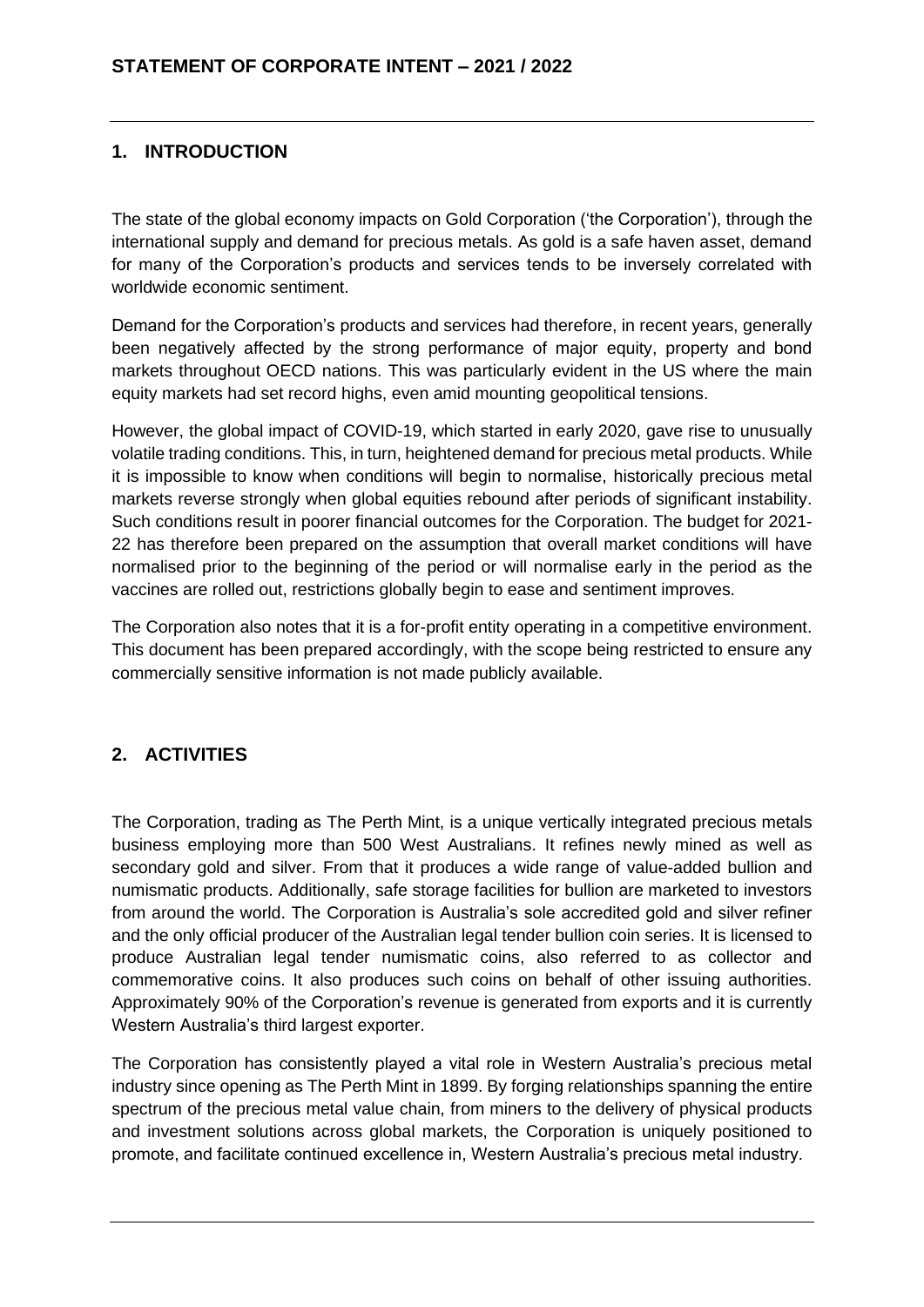## 1. INTRODUCTION

The state of the global economy impacts on Gold Corporation ('the Corporation'), through the international supply and demand for precious metals. As gold is a safe haven asset, demand for many of the Corporation's products and services tends to be inversely correlated with worldwide economic sentiment.

Demand for the Corporation's products and services had therefore, in recent years, generally been negatively affected by the strong performance of major equity, property and bond markets throughout OECD nations. This was particularly evident in the US where the main equity markets had set record highs, even amid mounting geopolitical tensions.

However, the global impact of COVID-19, which started in early 2020, gave rise to unusually volatile trading conditions. This, in turn, heightened demand for precious metal products. While it is impossible to know when conditions will begin to normalise, historically precious metal markets reverse strongly when global equities rebound after periods of significant instability. Such conditions result in poorer financial outcomes for the Corporation. The budget for 2021-22 has therefore been prepared on the assumption that overall market conditions will have normalised prior to the beginning of the period or will normalise early in the period as the vaccines are rolled out, restrictions globally begin to ease and sentiment improves.

The Corporation also notes that it is a for-profit entity operating in a competitive environment. This document has been prepared accordingly, with the scope being restricted to ensure any commercially sensitive information is not made publicly available.

## 2. ACTIVITIES

The Corporation, trading as The Perth Mint, is a unique vertically integrated precious metals business employing more than 500 West Australians. It refines newly mined as well as secondary gold and silver. From that it produces a wide range of value-added bullion and numismatic products. Additionally, safe storage facilities for bullion are marketed to investors from around the world. The Corporation is Australia's sole accredited gold and silver refiner and the only official producer of the Australian legal tender bullion coin series. It is licensed to produce Australian legal tender numismatic coins, also referred to as collector and commemorative coins. It also produces such coins on behalf of other issuing authorities. Approximately 90% of the Corporation's revenue is generated from exports and it is currently Western Australia's third largest exporter.

The Corporation has consistently played a vital role in Western Australia's precious metal industry since opening as The Perth Mint in 1899. By forging relationships spanning the entire spectrum of the precious metal value chain, from miners to the delivery of physical products and investment solutions across global markets, the Corporation is uniquely positioned to promote, and facilitate continued excellence in, Western Australia's precious metal industry.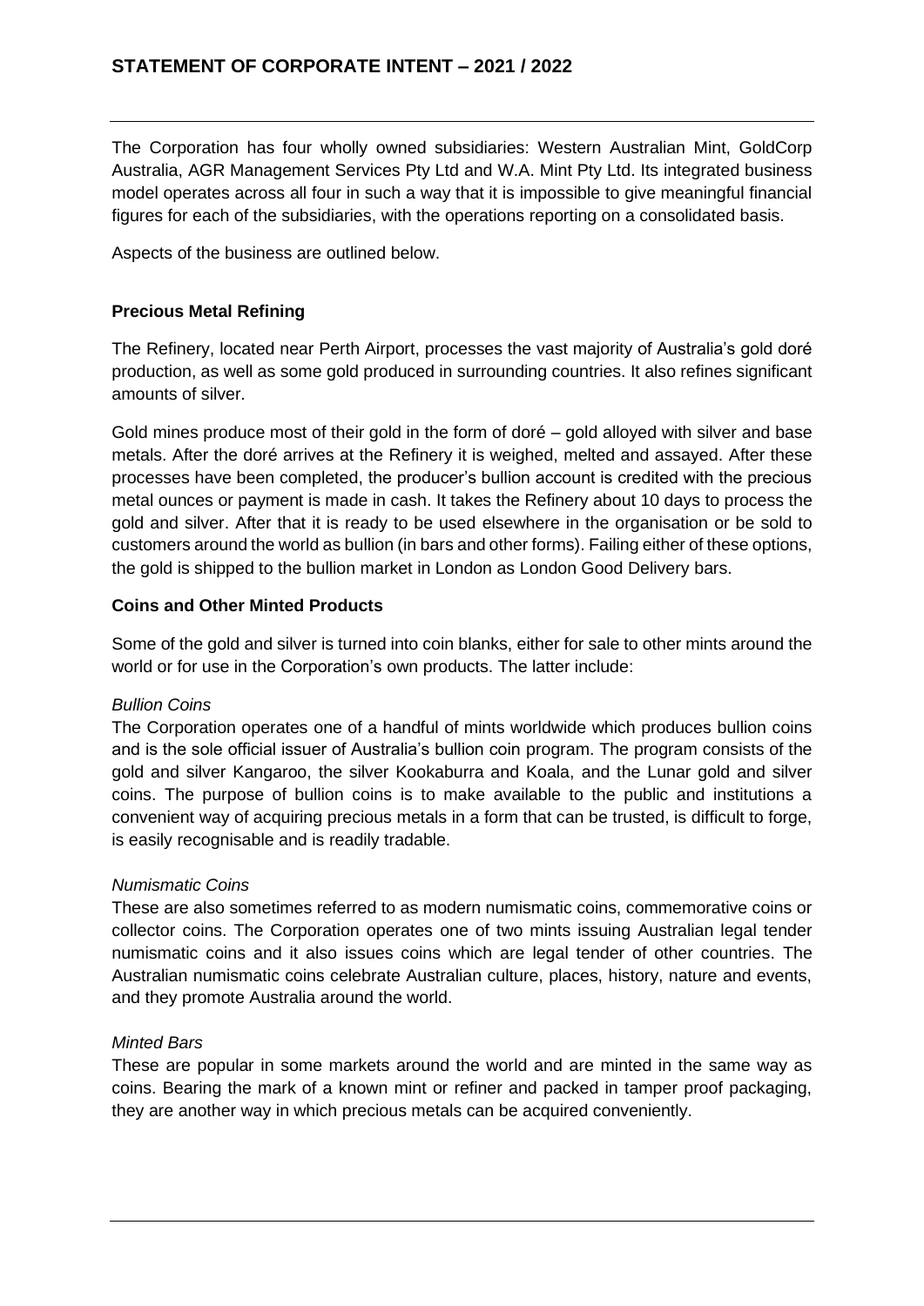The Corporation has four wholly owned subsidiaries: Western Australian Mint, GoldCorp Australia, AGR Management Services Pty Ltd and W.A. Mint Pty Ltd. Its integrated business model operates across all four in such a way that it is impossible to give meaningful financial figures for each of the subsidiaries, with the operations reporting on a consolidated basis.

Aspects of the business are outlined below.

**Precious Metal Refining**

The Refinery, located near Perth Airport, processes the vast majority of Australia's gold doré production, as well as some gold produced in surrounding countries. It also refines significant amounts of silver.

Gold mines produce most of their gold in the form of doré – gold alloyed with silver and base metals. After the doré arrives at the Refinery it is weighed, melted and assayed. After these processes have been completed, the producer's bullion account is credited with the precious metal ounces or payment is made in cash. It takes the Refinery about 10 days to process the gold and silver. After that it is ready to be used elsewhere in the organisation or be sold to customers around the world as bullion (in bars and other forms). Failing either of these options, the gold is shipped to the bullion market in London as London Good Delivery bars.

**Coins and Other Minted Products**

Some of the gold and silver is turned into coin blanks, either for sale to other mints around the world or for use in the Corporation's own products. The latter include:

*Bullion Coins*
The Corporation operates one of a handful of mints worldwide which produces bullion coins and is the sole official issuer of Australia's bullion coin program. The program consists of the gold and silver Kangaroo, the silver Kookaburra and Koala, and the Lunar gold and silver coins. The purpose of bullion coins is to make available to the public and institutions a convenient way of acquiring precious metals in a form that can be trusted, is difficult to forge, is easily recognisable and is readily tradable.

*Numismatic Coins*
These are also sometimes referred to as modern numismatic coins, commemorative coins or collector coins. The Corporation operates one of two mints issuing Australian legal tender numismatic coins and it also issues coins which are legal tender of other countries. The Australian numismatic coins celebrate Australian culture, places, history, nature and events, and they promote Australia around the world.

*Minted Bars*
These are popular in some markets around the world and are minted in the same way as coins. Bearing the mark of a known mint or refiner and packed in tamper proof packaging, they are another way in which precious metals can be acquired conveniently.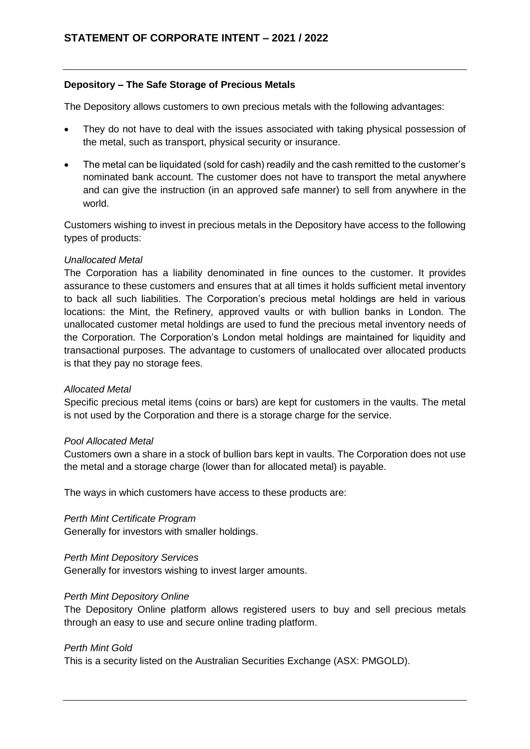**Depository – The Safe Storage of Precious Metals**

The Depository allows customers to own precious metals with the following advantages:

- They do not have to deal with the issues associated with taking physical possession of the metal, such as transport, physical security or insurance.
- The metal can be liquidated (sold for cash) readily and the cash remitted to the customer's nominated bank account. The customer does not have to transport the metal anywhere and can give the instruction (in an approved safe manner) to sell from anywhere in the world.

Customers wishing to invest in precious metals in the Depository have access to the following types of products:

*Unallocated Metal*

The Corporation has a liability denominated in fine ounces to the customer. It provides assurance to these customers and ensures that at all times it holds sufficient metal inventory to back all such liabilities. The Corporation's precious metal holdings are held in various locations: the Mint, the Refinery, approved vaults or with bullion banks in London. The unallocated customer metal holdings are used to fund the precious metal inventory needs of the Corporation. The Corporation's London metal holdings are maintained for liquidity and transactional purposes. The advantage to customers of unallocated over allocated products is that they pay no storage fees.

*Allocated Metal*

Specific precious metal items (coins or bars) are kept for customers in the vaults. The metal is not used by the Corporation and there is a storage charge for the service.

*Pool Allocated Metal*

Customers own a share in a stock of bullion bars kept in vaults. The Corporation does not use the metal and a storage charge (lower than for allocated metal) is payable.

The ways in which customers have access to these products are:

*Perth Mint Certificate Program*

Generally for investors with smaller holdings.

*Perth Mint Depository Services*

Generally for investors wishing to invest larger amounts.

*Perth Mint Depository Online*

The Depository Online platform allows registered users to buy and sell precious metals through an easy to use and secure online trading platform.

*Perth Mint Gold*

This is a security listed on the Australian Securities Exchange (ASX: PMGOLD).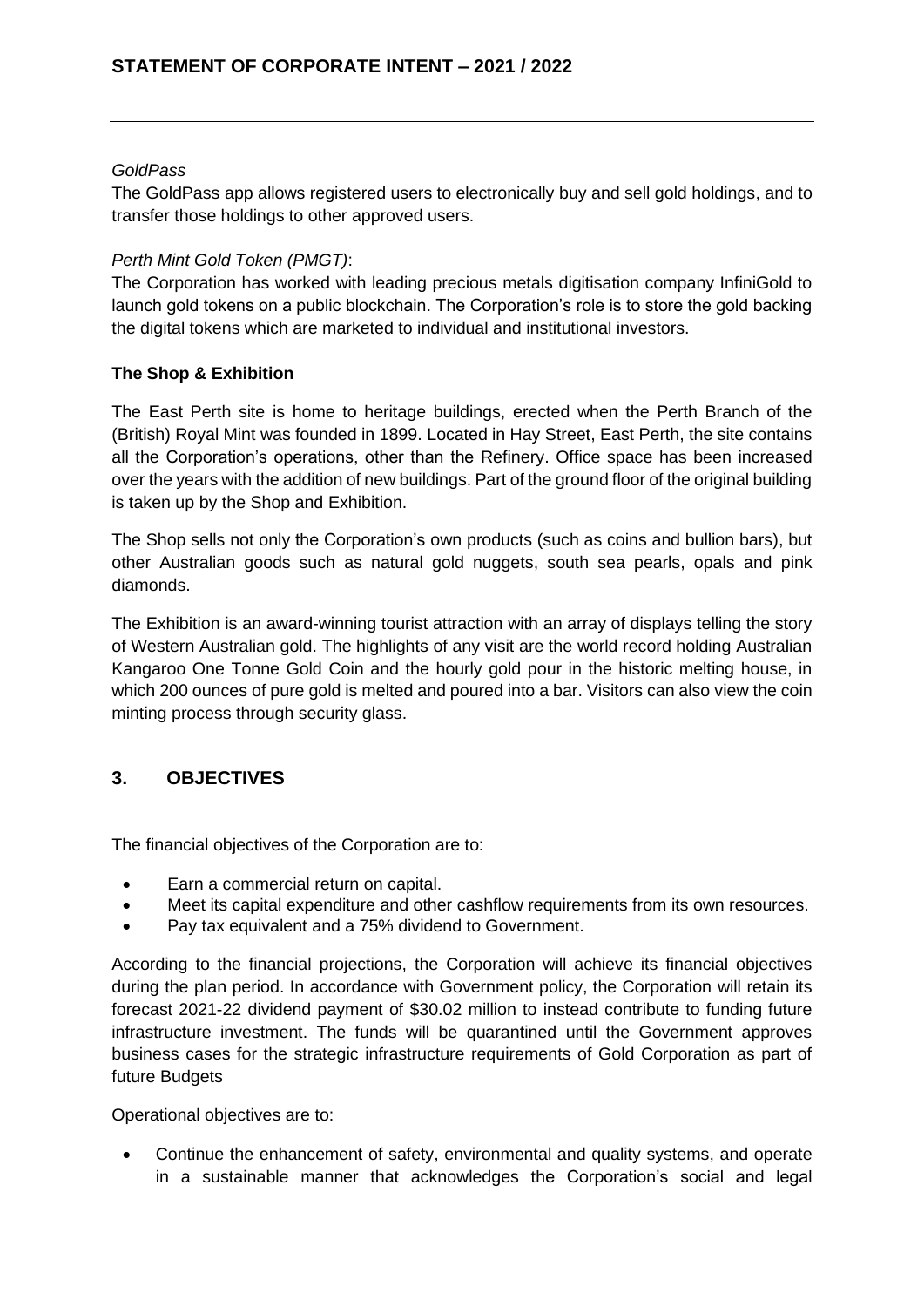*GoldPass*

The GoldPass app allows registered users to electronically buy and sell gold holdings, and to transfer those holdings to other approved users.

*Perth Mint Gold Token (PMGT)*:

The Corporation has worked with leading precious metals digitisation company InfiniGold to launch gold tokens on a public blockchain. The Corporation's role is to store the gold backing the digital tokens which are marketed to individual and institutional investors.

**The Shop & Exhibition**

The East Perth site is home to heritage buildings, erected when the Perth Branch of the (British) Royal Mint was founded in 1899. Located in Hay Street, East Perth, the site contains all the Corporation's operations, other than the Refinery. Office space has been increased over the years with the addition of new buildings. Part of the ground floor of the original building is taken up by the Shop and Exhibition.

The Shop sells not only the Corporation's own products (such as coins and bullion bars), but other Australian goods such as natural gold nuggets, south sea pearls, opals and pink diamonds.

The Exhibition is an award-winning tourist attraction with an array of displays telling the story of Western Australian gold. The highlights of any visit are the world record holding Australian Kangaroo One Tonne Gold Coin and the hourly gold pour in the historic melting house, in which 200 ounces of pure gold is melted and poured into a bar. Visitors can also view the coin minting process through security glass.

## 3. OBJECTIVES

The financial objectives of the Corporation are to:

- Earn a commercial return on capital.
- Meet its capital expenditure and other cashflow requirements from its own resources.
- Pay tax equivalent and a 75% dividend to Government.

According to the financial projections, the Corporation will achieve its financial objectives during the plan period. In accordance with Government policy, the Corporation will retain its forecast 2021-22 dividend payment of $30.02 million to instead contribute to funding future infrastructure investment. The funds will be quarantined until the Government approves business cases for the strategic infrastructure requirements of Gold Corporation as part of future Budgets

Operational objectives are to:

- Continue the enhancement of safety, environmental and quality systems, and operate in a sustainable manner that acknowledges the Corporation's social and legal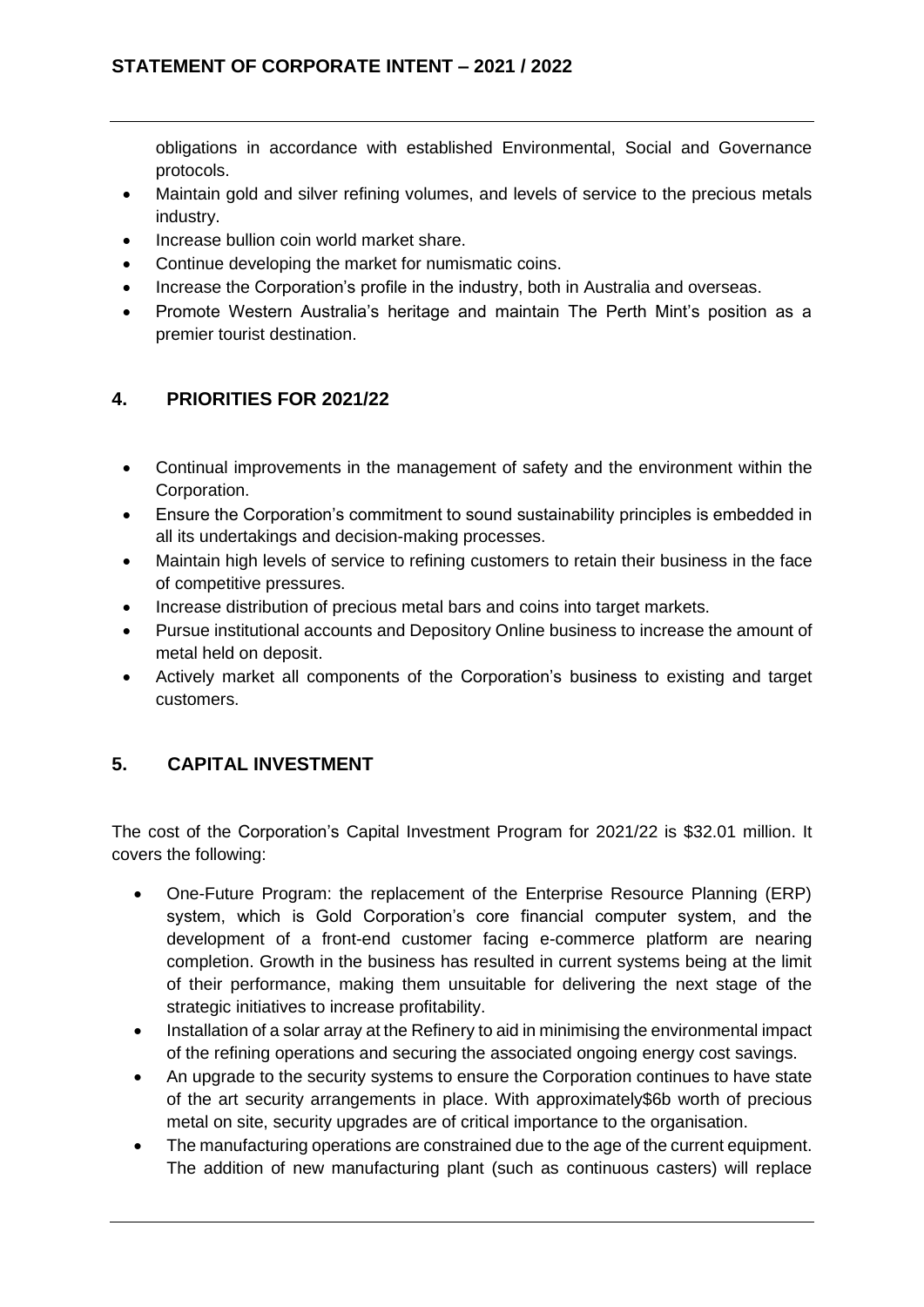obligations in accordance with established Environmental, Social and Governance protocols.

- Maintain gold and silver refining volumes, and levels of service to the precious metals industry.
- Increase bullion coin world market share.
- Continue developing the market for numismatic coins.
- Increase the Corporation's profile in the industry, both in Australia and overseas.
- Promote Western Australia's heritage and maintain The Perth Mint's position as a premier tourist destination.

## 4. PRIORITIES FOR 2021/22

- Continual improvements in the management of safety and the environment within the Corporation.
- Ensure the Corporation's commitment to sound sustainability principles is embedded in all its undertakings and decision-making processes.
- Maintain high levels of service to refining customers to retain their business in the face of competitive pressures.
- Increase distribution of precious metal bars and coins into target markets.
- Pursue institutional accounts and Depository Online business to increase the amount of metal held on deposit.
- Actively market all components of the Corporation's business to existing and target customers.

## 5. CAPITAL INVESTMENT

The cost of the Corporation's Capital Investment Program for 2021/22 is $32.01 million. It covers the following:

- One-Future Program: the replacement of the Enterprise Resource Planning (ERP) system, which is Gold Corporation's core financial computer system, and the development of a front-end customer facing e-commerce platform are nearing completion. Growth in the business has resulted in current systems being at the limit of their performance, making them unsuitable for delivering the next stage of the strategic initiatives to increase profitability.
- Installation of a solar array at the Refinery to aid in minimising the environmental impact of the refining operations and securing the associated ongoing energy cost savings.
- An upgrade to the security systems to ensure the Corporation continues to have state of the art security arrangements in place. With approximately$6b worth of precious metal on site, security upgrades are of critical importance to the organisation.
- The manufacturing operations are constrained due to the age of the current equipment. The addition of new manufacturing plant (such as continuous casters) will replace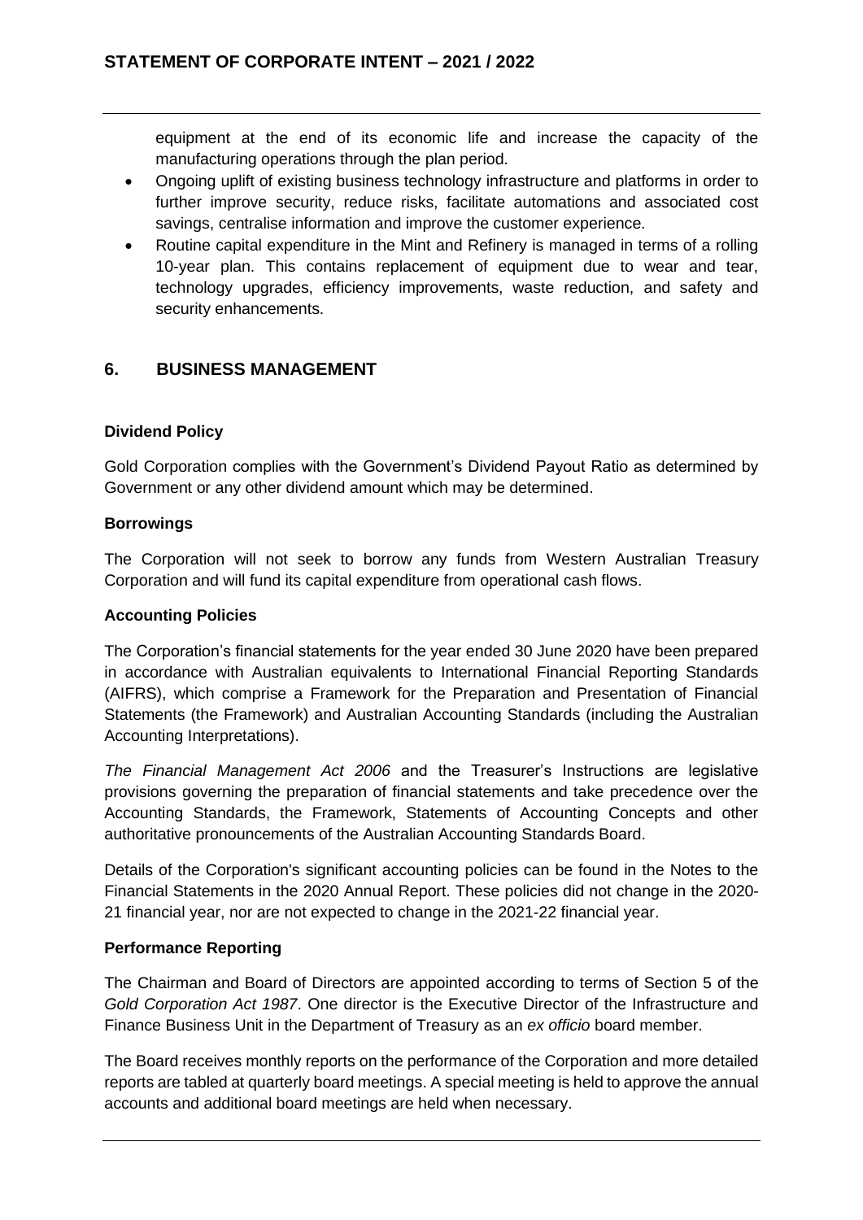equipment at the end of its economic life and increase the capacity of the manufacturing operations through the plan period.

- Ongoing uplift of existing business technology infrastructure and platforms in order to further improve security, reduce risks, facilitate automations and associated cost savings, centralise information and improve the customer experience.
- Routine capital expenditure in the Mint and Refinery is managed in terms of a rolling 10-year plan. This contains replacement of equipment due to wear and tear, technology upgrades, efficiency improvements, waste reduction, and safety and security enhancements.

## 6. BUSINESS MANAGEMENT

**Dividend Policy**

Gold Corporation complies with the Government's Dividend Payout Ratio as determined by Government or any other dividend amount which may be determined.

**Borrowings**

The Corporation will not seek to borrow any funds from Western Australian Treasury Corporation and will fund its capital expenditure from operational cash flows.

**Accounting Policies**

The Corporation's financial statements for the year ended 30 June 2020 have been prepared in accordance with Australian equivalents to International Financial Reporting Standards (AIFRS), which comprise a Framework for the Preparation and Presentation of Financial Statements (the Framework) and Australian Accounting Standards (including the Australian Accounting Interpretations).

*The Financial Management Act 2006* and the Treasurer's Instructions are legislative provisions governing the preparation of financial statements and take precedence over the Accounting Standards, the Framework, Statements of Accounting Concepts and other authoritative pronouncements of the Australian Accounting Standards Board.

Details of the Corporation's significant accounting policies can be found in the Notes to the Financial Statements in the 2020 Annual Report. These policies did not change in the 2020-21 financial year, nor are not expected to change in the 2021-22 financial year.

**Performance Reporting**

The Chairman and Board of Directors are appointed according to terms of Section 5 of the *Gold Corporation Act 1987*. One director is the Executive Director of the Infrastructure and Finance Business Unit in the Department of Treasury as an *ex officio* board member.

The Board receives monthly reports on the performance of the Corporation and more detailed reports are tabled at quarterly board meetings. A special meeting is held to approve the annual accounts and additional board meetings are held when necessary.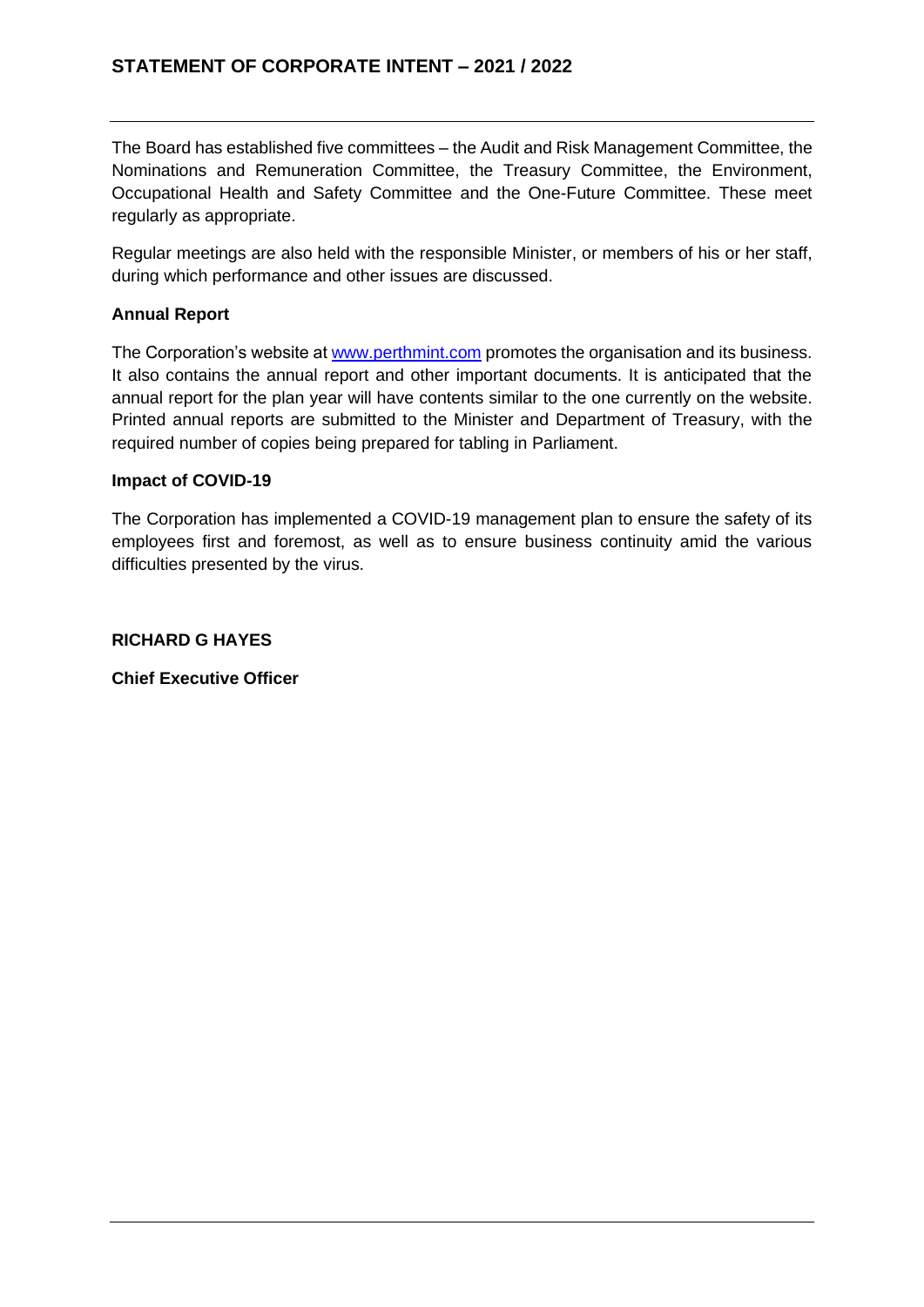The Board has established five committees – the Audit and Risk Management Committee, the Nominations and Remuneration Committee, the Treasury Committee, the Environment, Occupational Health and Safety Committee and the One-Future Committee. These meet regularly as appropriate.

Regular meetings are also held with the responsible Minister, or members of his or her staff, during which performance and other issues are discussed.

**Annual Report**

The Corporation's website at [www.perthmint.com](http://www.perthmint.com) promotes the organisation and its business. It also contains the annual report and other important documents. It is anticipated that the annual report for the plan year will have contents similar to the one currently on the website. Printed annual reports are submitted to the Minister and Department of Treasury, with the required number of copies being prepared for tabling in Parliament.

**Impact of COVID-19**

The Corporation has implemented a COVID-19 management plan to ensure the safety of its employees first and foremost, as well as to ensure business continuity amid the various difficulties presented by the virus.

**RICHARD G HAYES**

**Chief Executive Officer**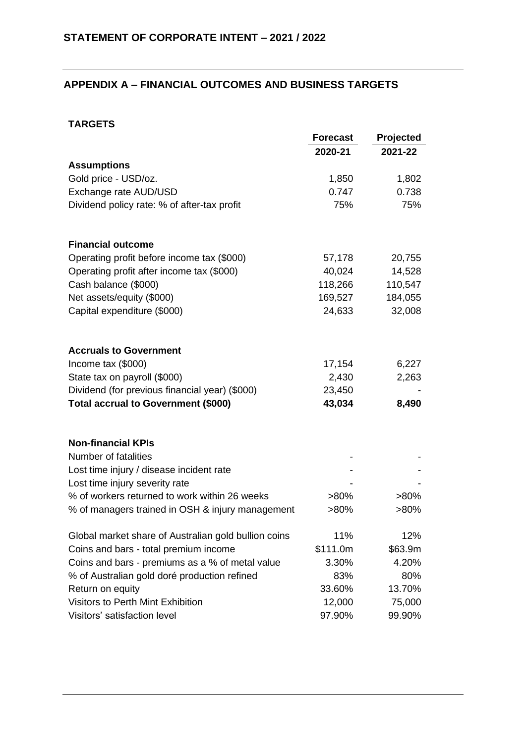# STATEMENT OF CORPORATE INTENT – 2021 / 2022

## APPENDIX A – FINANCIAL OUTCOMES AND BUSINESS TARGETS

### TARGETS

| | Forecast 2020-21 | Projected 2021-22 |
|---|---|---|
| **Assumptions** | | |
| Gold price - USD/oz. | 1,850 | 1,802 |
| Exchange rate AUD/USD | 0.747 | 0.738 |
| Dividend policy rate: % of after-tax profit | 75% | 75% |
| | | |
| **Financial outcome** | | |
| Operating profit before income tax ($000) | 57,178 | 20,755 |
| Operating profit after income tax ($000) | 40,024 | 14,528 |
| Cash balance ($000) | 118,266 | 110,547 |
| Net assets/equity ($000) | 169,527 | 184,055 |
| Capital expenditure ($000) | 24,633 | 32,008 |
| | | |
| **Accruals to Government** | | |
| Income tax ($000) | 17,154 | 6,227 |
| State tax on payroll ($000) | 2,430 | 2,263 |
| Dividend (for previous financial year) ($000) | 23,450 | - |
| **Total accrual to Government ($000)** | **43,034** | **8,490** |
| | | |
| **Non-financial KPIs** | | |
| Number of fatalities | - | - |
| Lost time injury / disease incident rate | - | - |
| Lost time injury severity rate | - | - |
| % of workers returned to work within 26 weeks | >80% | >80% |
| % of managers trained in OSH & injury management | >80% | >80% |
| | | |
| Global market share of Australian gold bullion coins | 11% | 12% |
| Coins and bars - total premium income | $111.0m | $63.9m |
| Coins and bars - premiums as a % of metal value | 3.30% | 4.20% |
| % of Australian gold doré production refined | 83% | 80% |
| Return on equity | 33.60% | 13.70% |
| Visitors to Perth Mint Exhibition | 12,000 | 75,000 |
| Visitors' satisfaction level | 97.90% | 99.90% |